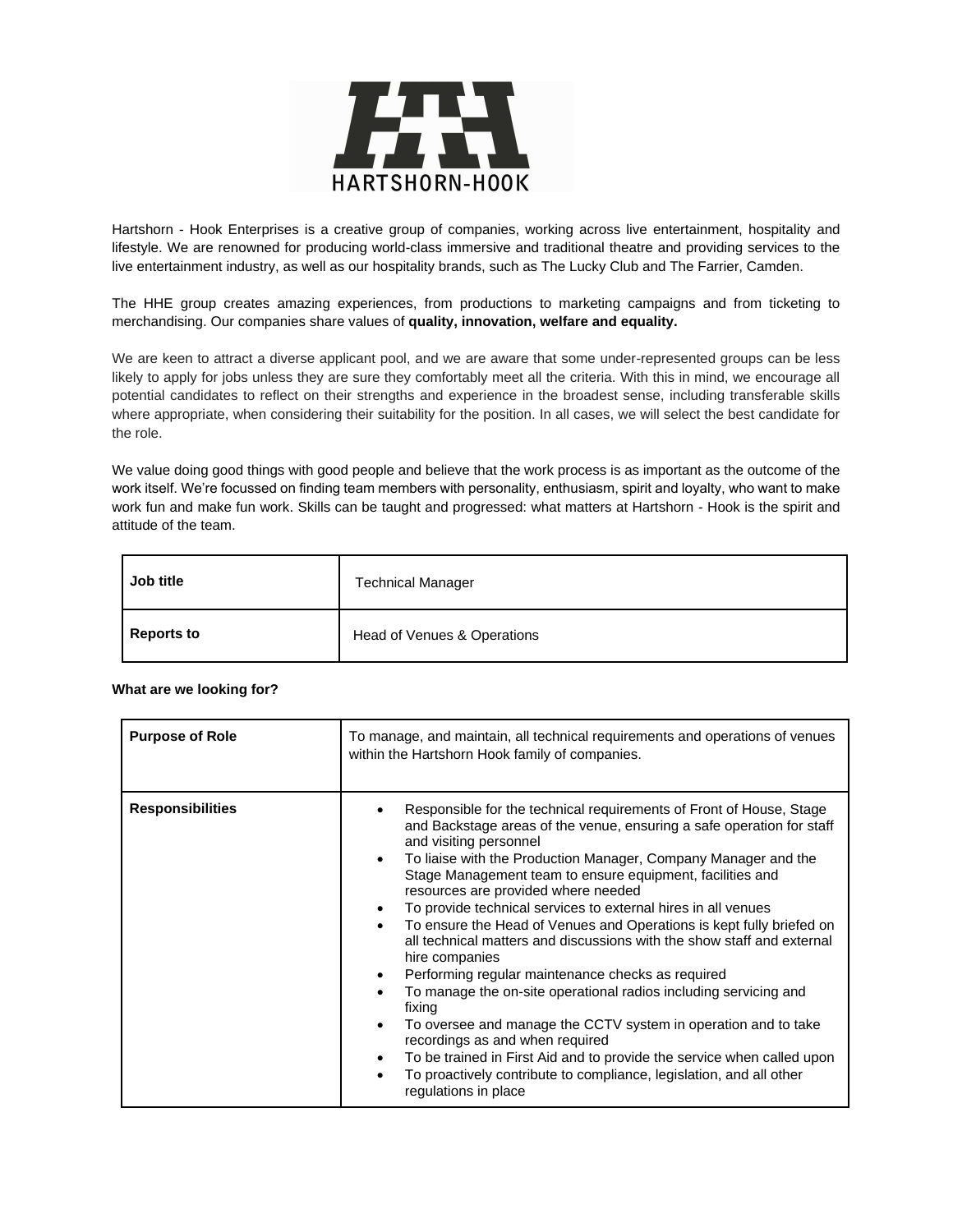HARTSHORN-HOOK

Hartshorn - Hook Enterprises is a creative group of companies, working across live entertainment, hospitality and lifestyle. We are renowned for producing world-class immersive and traditional theatre and providing services to the live entertainment industry, as well as our hospitality brands, such as The Lucky Club and The Farrier, Camden.

The HHE group creates amazing experiences, from productions to marketing campaigns and from ticketing to merchandising. Our companies share values of **quality, innovation, welfare and equality.**

We are keen to attract a diverse applicant pool, and we are aware that some under-represented groups can be less likely to apply for jobs unless they are sure they comfortably meet all the criteria. With this in mind, we encourage all potential candidates to reflect on their strengths and experience in the broadest sense, including transferable skills where appropriate, when considering their suitability for the position. In all cases, we will select the best candidate for the role.

We value doing good things with good people and believe that the work process is as important as the outcome of the work itself. We're focussed on finding team members with personality, enthusiasm, spirit and loyalty, who want to make work fun and make fun work. Skills can be taught and progressed: what matters at Hartshorn - Hook is the spirit and attitude of the team.

| **Job title** | Technical Manager |
|---|---|
| **Reports to** | Head of Venues & Operations |

**What are we looking for?**

| **Purpose of Role** | To manage, and maintain, all technical requirements and operations of venues within the Hartshorn Hook family of companies. |
|---|---|
| **Responsibilities** | • Responsible for the technical requirements of Front of House, Stage and Backstage areas of the venue, ensuring a safe operation for staff and visiting personnel<br>• To liaise with the Production Manager, Company Manager and the Stage Management team to ensure equipment, facilities and resources are provided where needed<br>• To provide technical services to external hires in all venues<br>• To ensure the Head of Venues and Operations is kept fully briefed on all technical matters and discussions with the show staff and external hire companies<br>• Performing regular maintenance checks as required<br>• To manage the on-site operational radios including servicing and fixing<br>• To oversee and manage the CCTV system in operation and to take recordings as and when required<br>• To be trained in First Aid and to provide the service when called upon<br>• To proactively contribute to compliance, legislation, and all other regulations in place |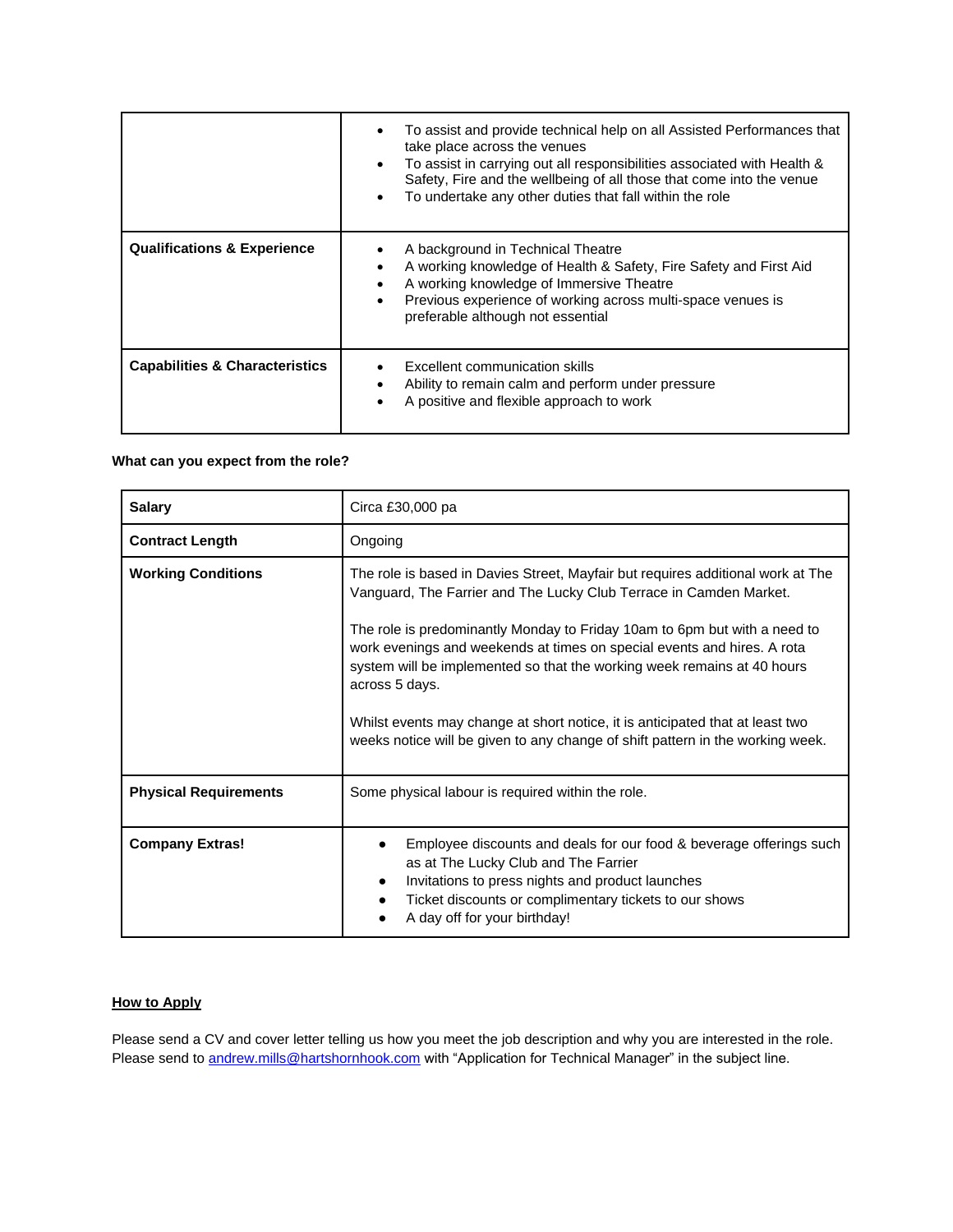| | |
|---|---|
| | • To assist and provide technical help on all Assisted Performances that take place across the venues<br>• To assist in carrying out all responsibilities associated with Health & Safety, Fire and the wellbeing of all those that come into the venue<br>• To undertake any other duties that fall within the role |
| **Qualifications & Experience** | • A background in Technical Theatre<br>• A working knowledge of Health & Safety, Fire Safety and First Aid<br>• A working knowledge of Immersive Theatre<br>• Previous experience of working across multi-space venues is preferable although not essential |
| **Capabilities & Characteristics** | • Excellent communication skills<br>• Ability to remain calm and perform under pressure<br>• A positive and flexible approach to work |

**What can you expect from the role?**

| | |
|---|---|
| **Salary** | Circa £30,000 pa |
| **Contract Length** | Ongoing |
| **Working Conditions** | The role is based in Davies Street, Mayfair but requires additional work at The Vanguard, The Farrier and The Lucky Club Terrace in Camden Market.<br><br>The role is predominantly Monday to Friday 10am to 6pm but with a need to work evenings and weekends at times on special events and hires. A rota system will be implemented so that the working week remains at 40 hours across 5 days.<br><br>Whilst events may change at short notice, it is anticipated that at least two weeks notice will be given to any change of shift pattern in the working week. |
| **Physical Requirements** | Some physical labour is required within the role. |
| **Company Extras!** | • Employee discounts and deals for our food & beverage offerings such as at The Lucky Club and The Farrier<br>• Invitations to press nights and product launches<br>• Ticket discounts or complimentary tickets to our shows<br>• A day off for your birthday! |

**How to Apply**

Please send a CV and cover letter telling us how you meet the job description and why you are interested in the role. Please send to andrew.mills@hartshornhook.com with "Application for Technical Manager" in the subject line.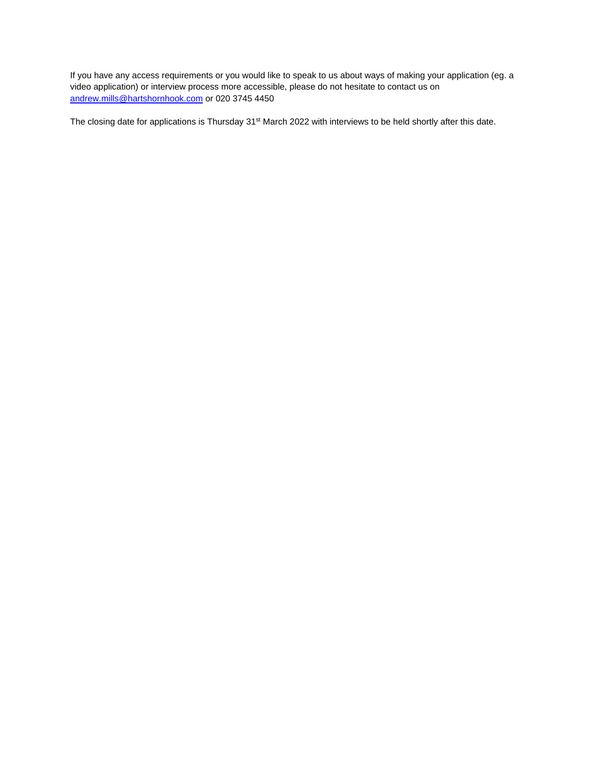If you have any access requirements or you would like to speak to us about ways of making your application (eg. a video application) or interview process more accessible, please do not hesitate to contact us on andrew.mills@hartshornhook.com or 020 3745 4450

The closing date for applications is Thursday 31st March 2022 with interviews to be held shortly after this date.